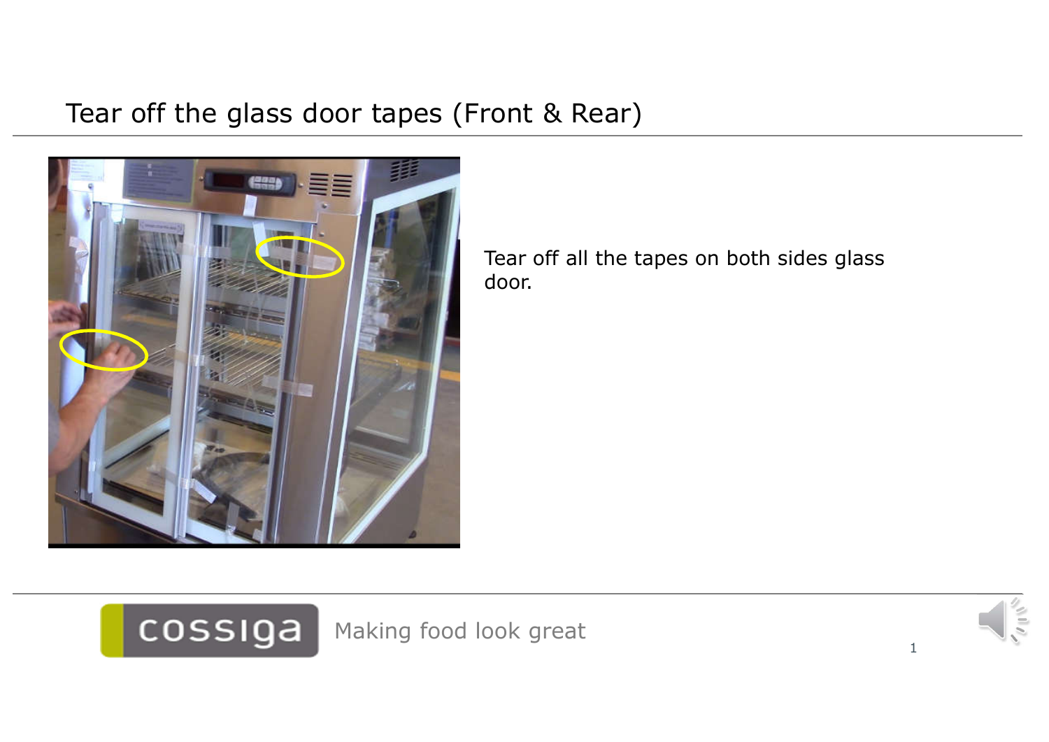# Tear off the glass door tapes (Front & Rear)

Tear off all the tapes on both sides glass door.

cossiga Making food look great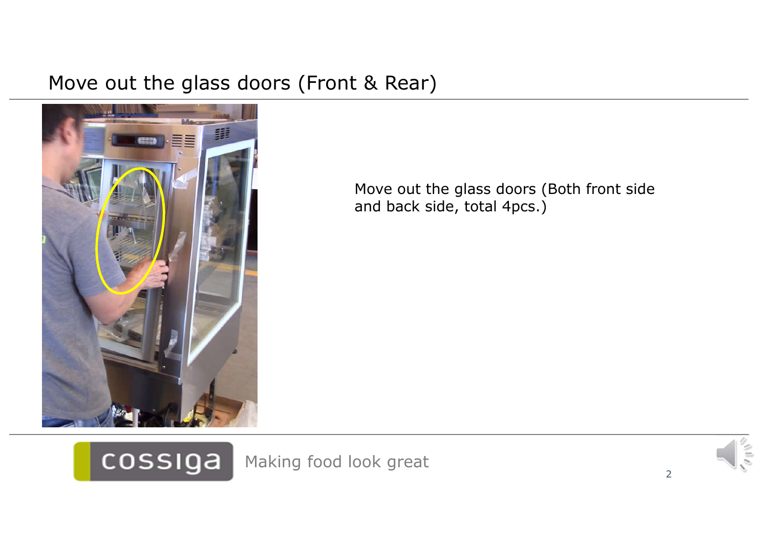# Move out the glass doors (Front & Rear)

Move out the glass doors (Both front side and back side, total 4pcs.)

cossiga Making food look great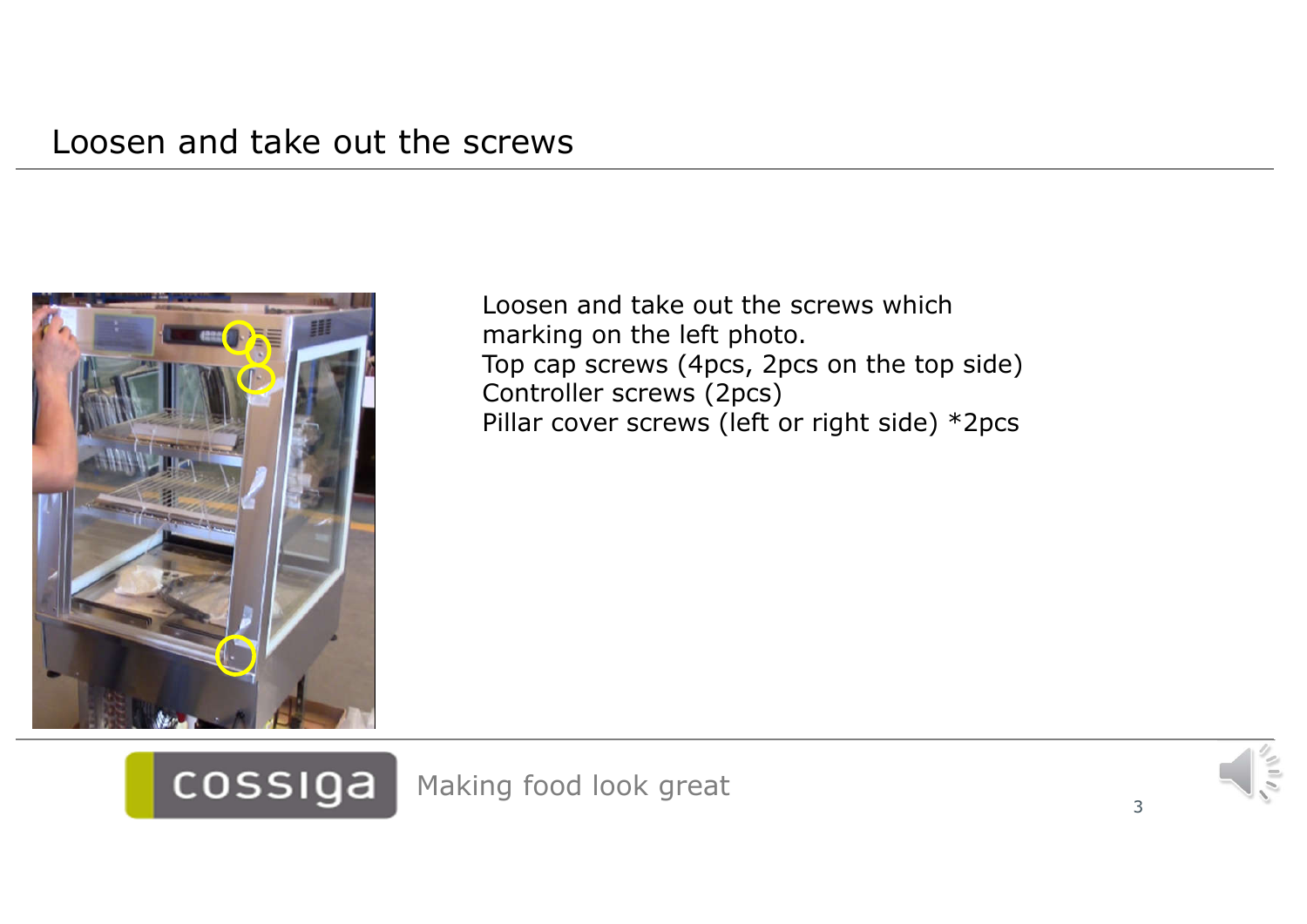# Loosen and take out the screws

Loosen and take out the screws which marking on the left photo.
Top cap screws (4pcs, 2pcs on the top side)
Controller screws (2pcs)
Pillar cover screws (left or right side) *2pcs

cossiga Making food look great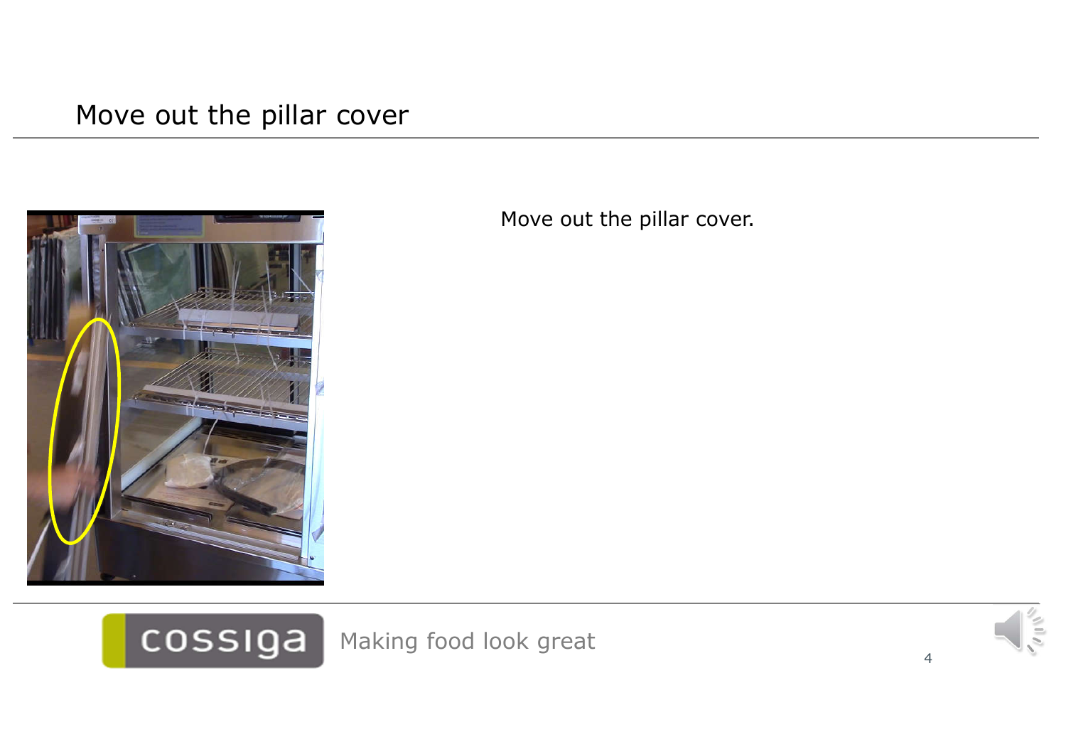# Move out the pillar cover

Move out the pillar cover.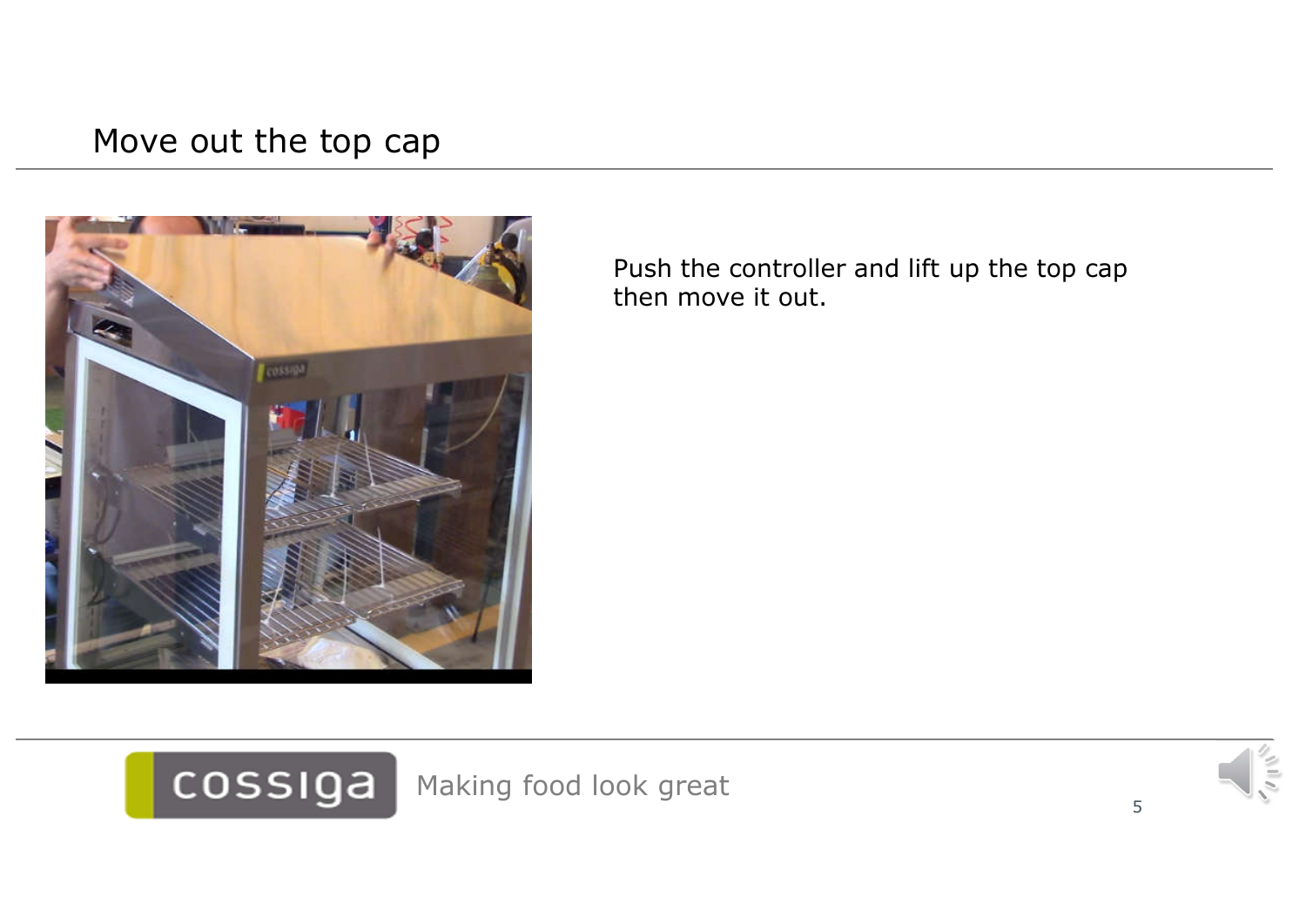# Move out the top cap

Push the controller and lift up the top cap then move it out.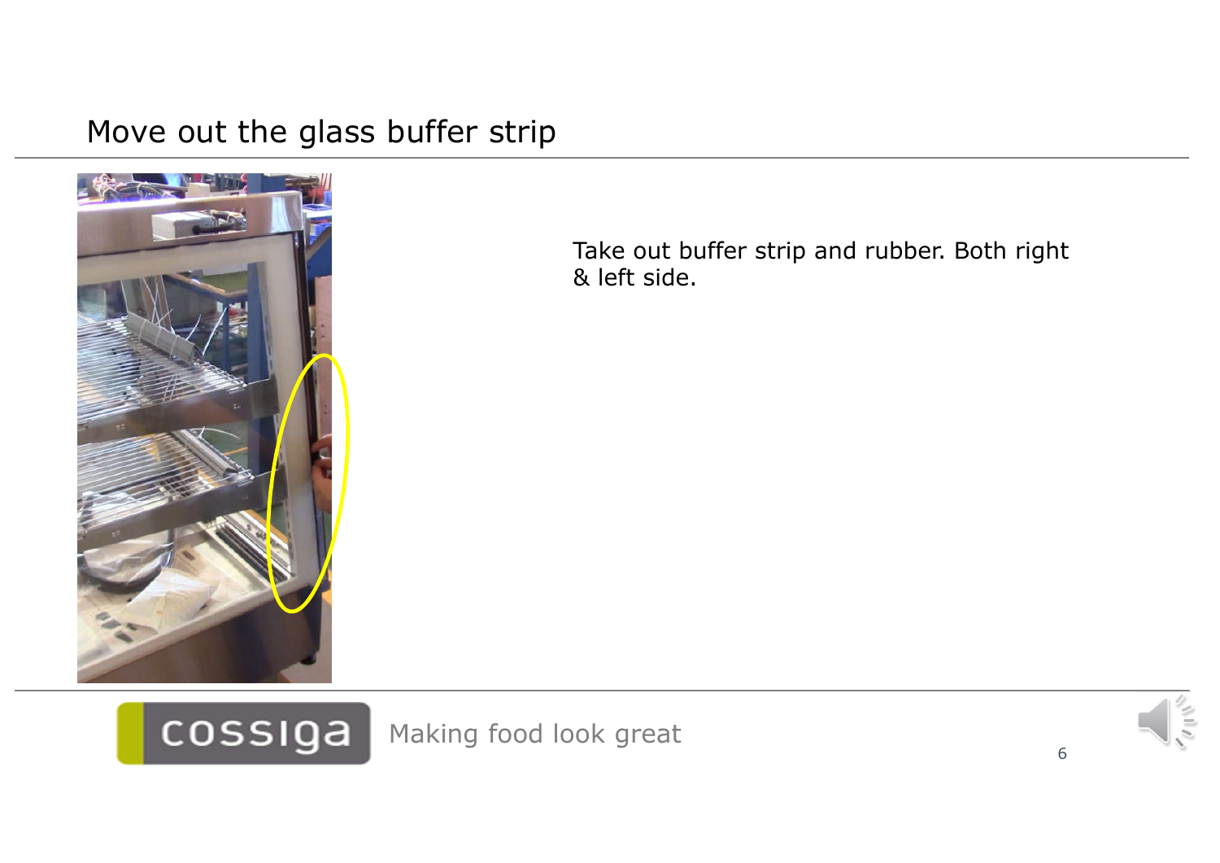# Move out the glass buffer strip

Take out buffer strip and rubber. Both right & left side.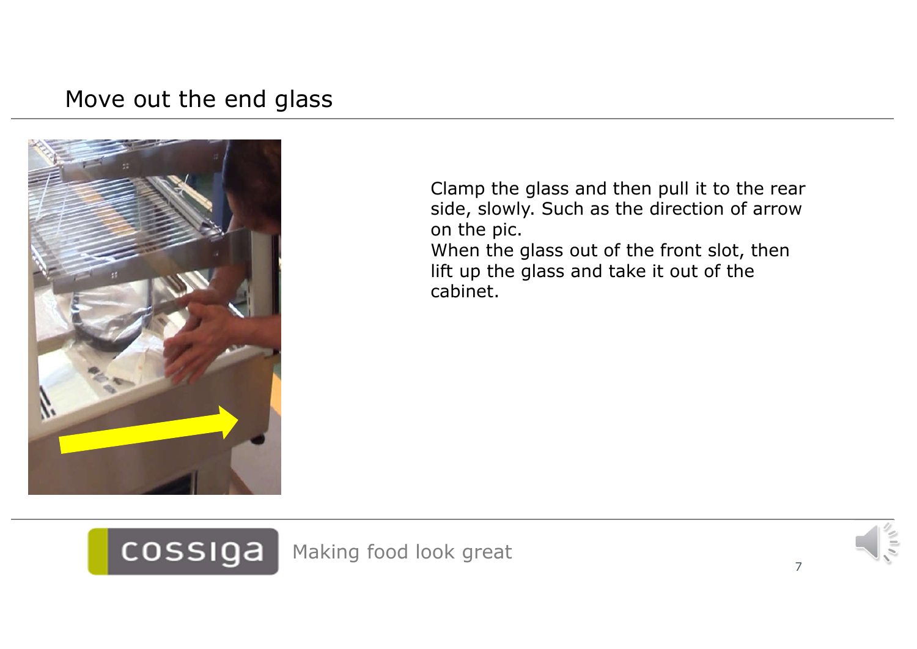## Move out the end glass

Clamp the glass and then pull it to the rear side, slowly. Such as the direction of arrow on the pic.
When the glass out of the front slot, then lift up the glass and take it out of the cabinet.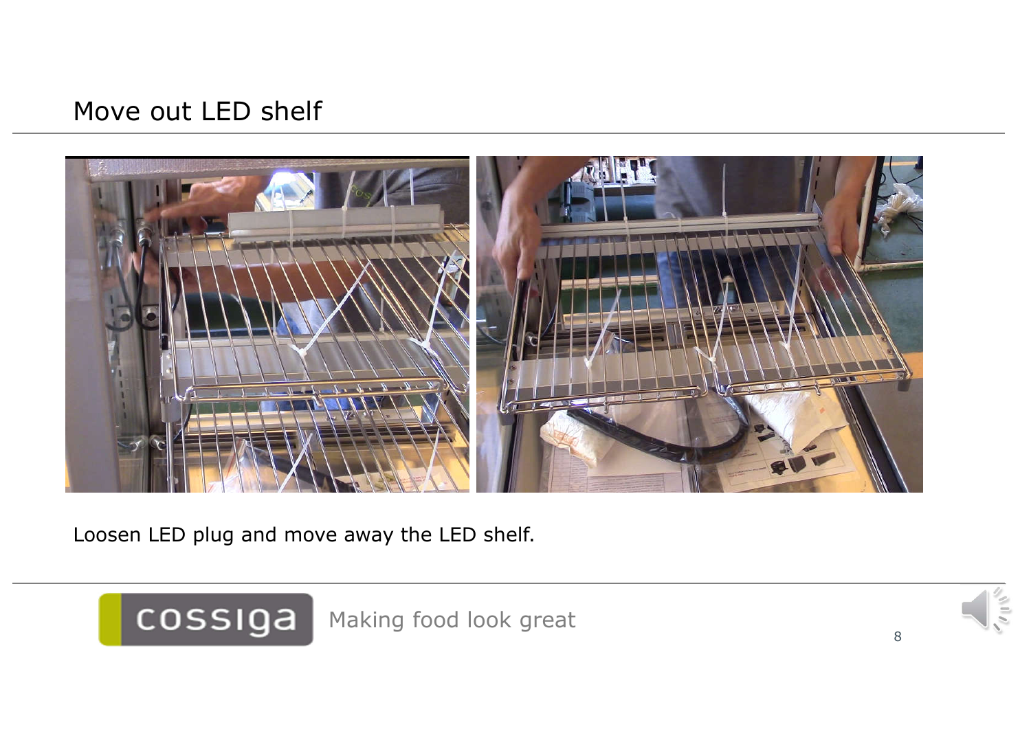# Move out LED shelf

Loosen LED plug and move away the LED shelf.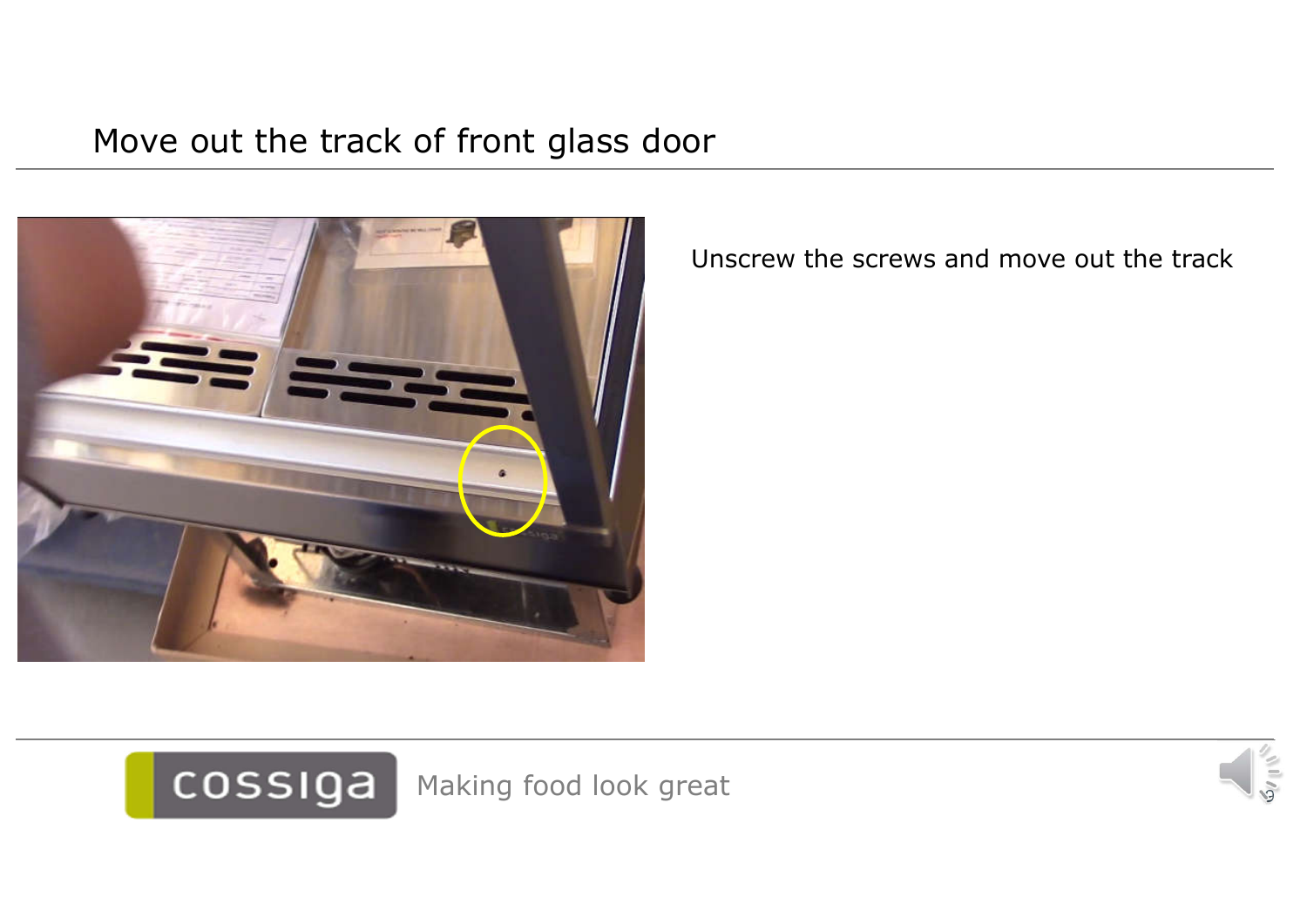# Move out the track of front glass door

Unscrew the screws and move out the track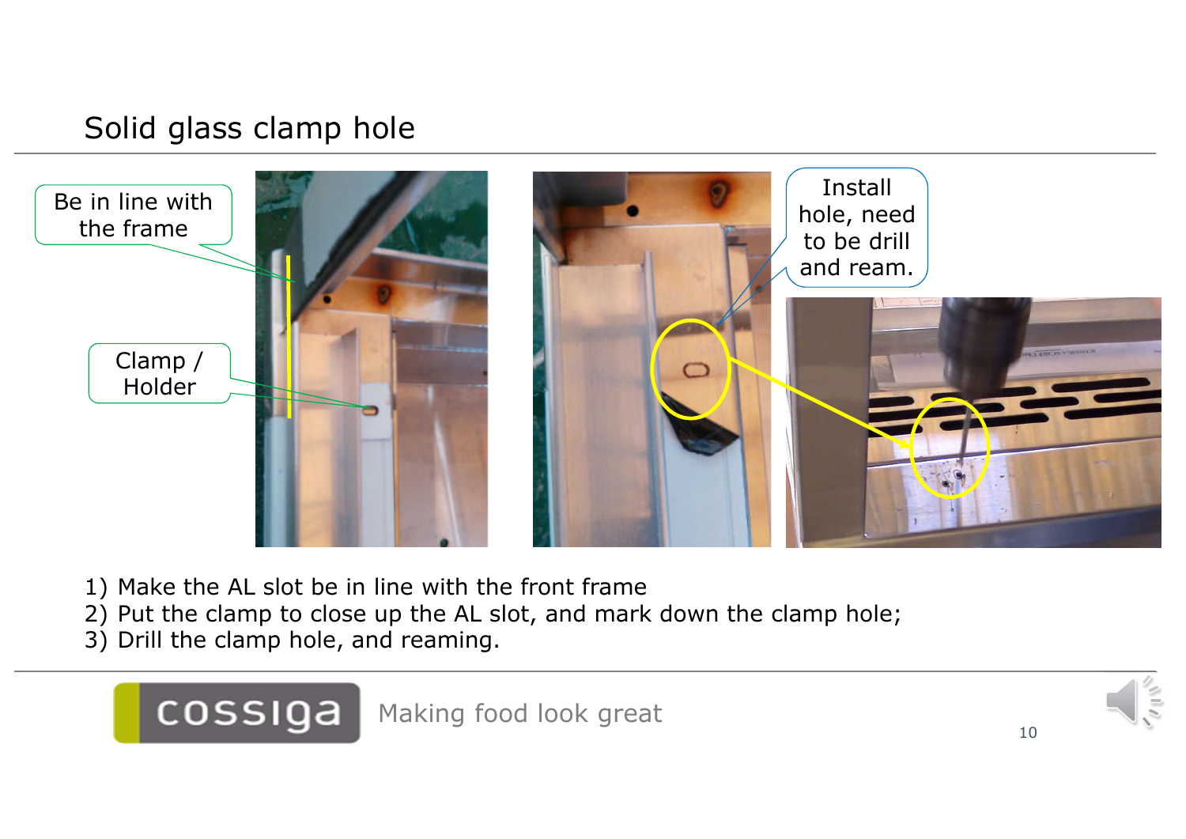# Solid glass clamp hole

Be in line with the frame

Clamp / Holder

Install hole, need to be drill and ream.

1) Make the AL slot be in line with the front frame
2) Put the clamp to close up the AL slot, and mark down the clamp hole;
3) Drill the clamp hole, and reaming.

cossiga Making food look great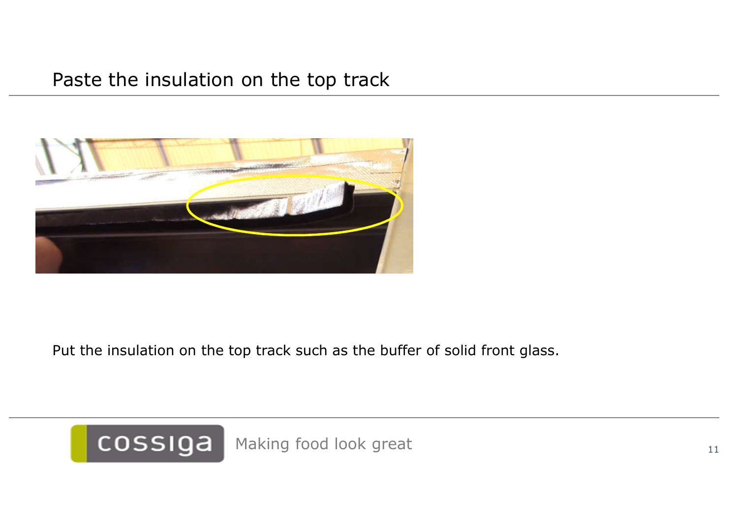# Paste the insulation on the top track

Put the insulation on the top track such as the buffer of solid front glass.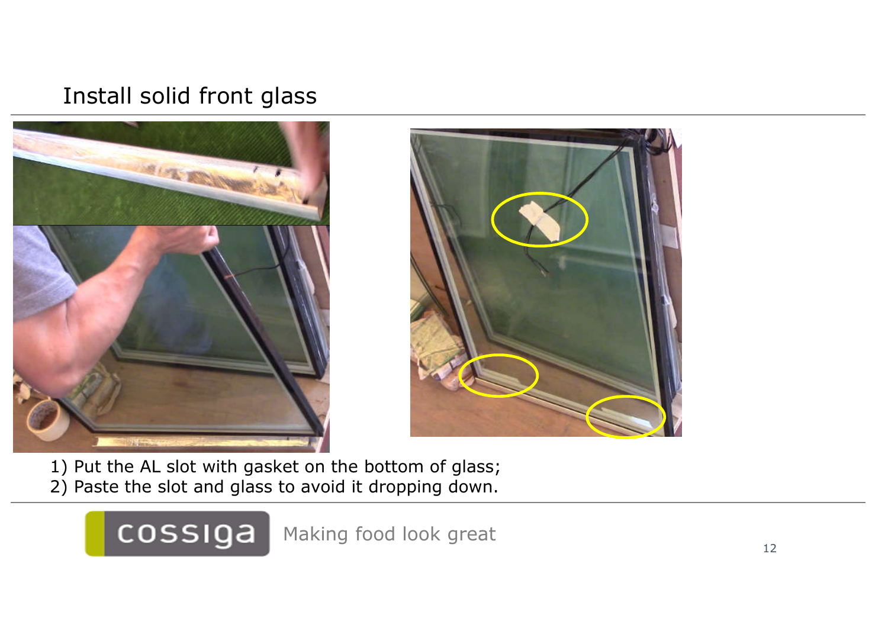# Install solid front glass

1) Put the AL slot with gasket on the bottom of glass;
2) Paste the slot and glass to avoid it dropping down.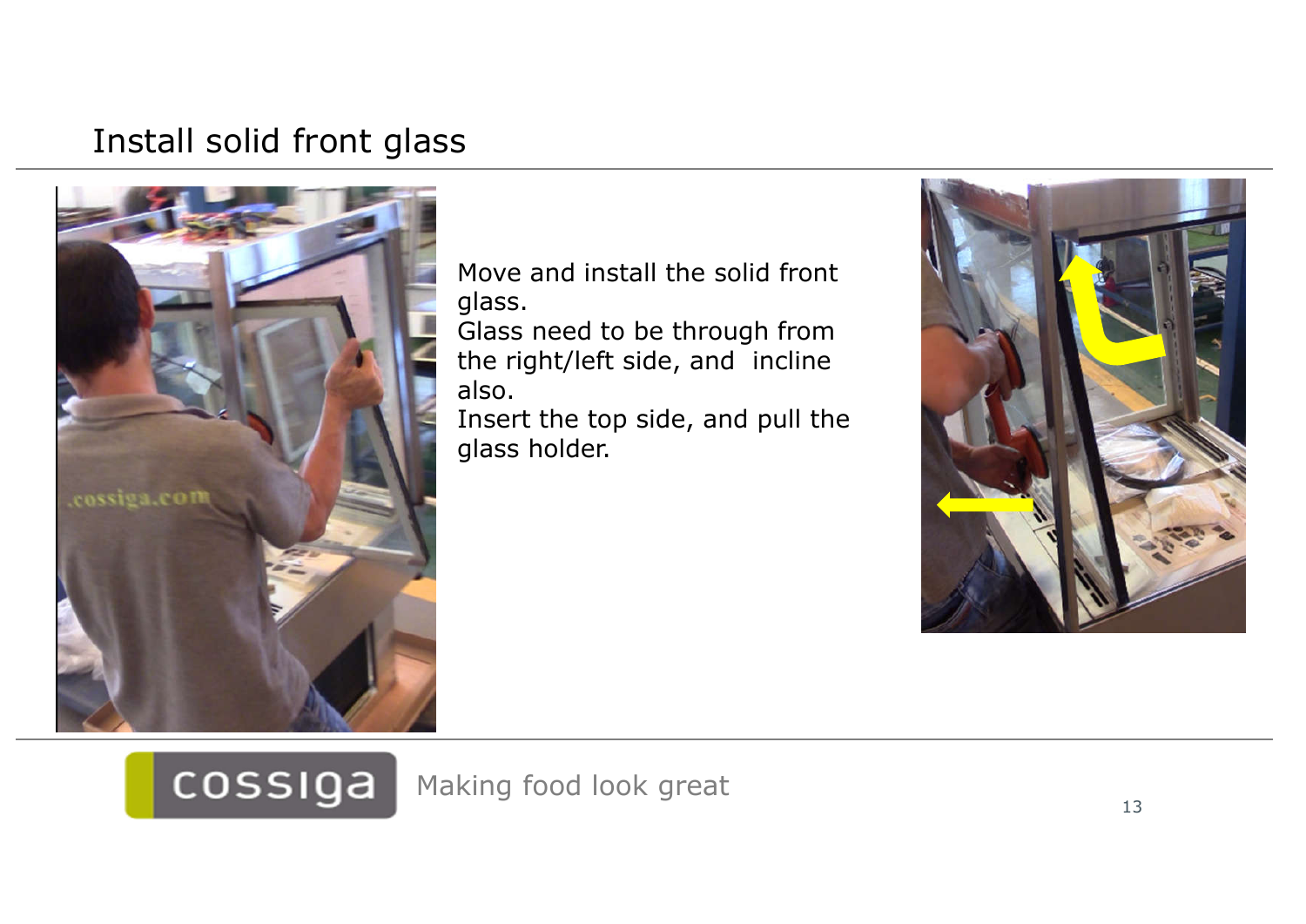## Install solid front glass

Move and install the solid front glass.
Glass need to be through from the right/left side, and incline also.
Insert the top side, and pull the glass holder.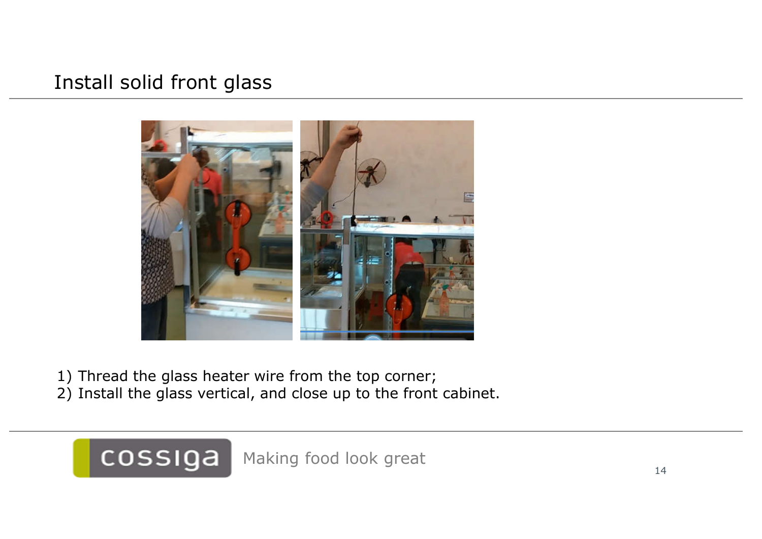# Install solid front glass

1) Thread the glass heater wire from the top corner;
2) Install the glass vertical, and close up to the front cabinet.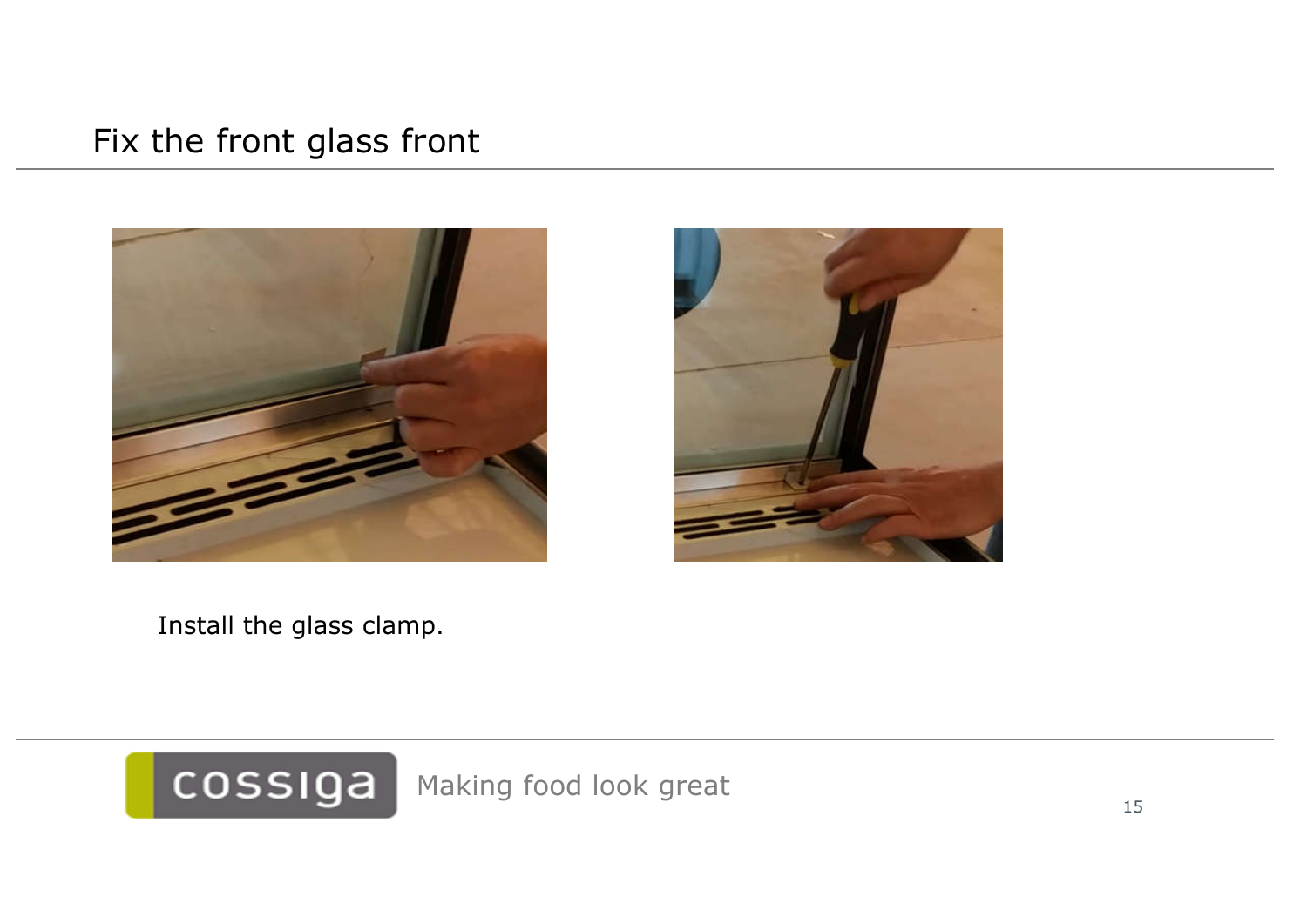# Fix the front glass front

Install the glass clamp.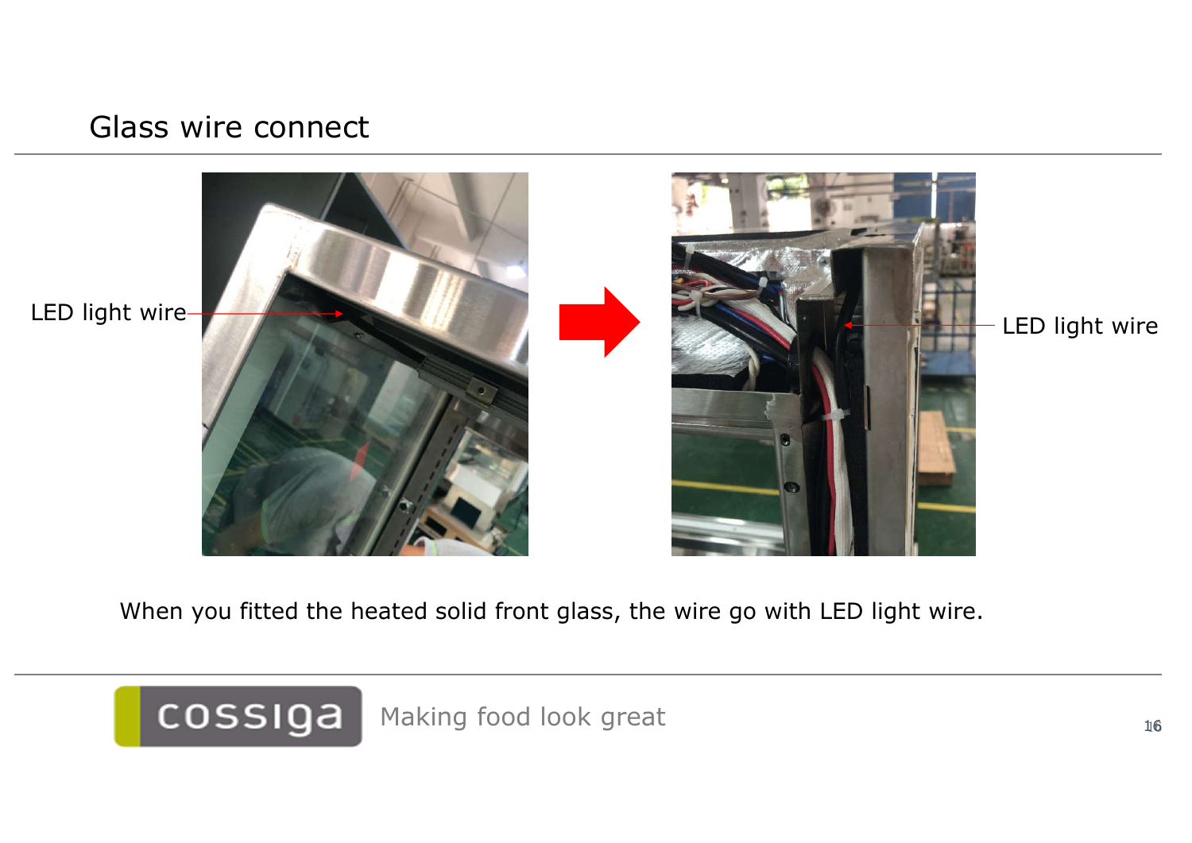## Glass wire connect

LED light wire

LED light wire

When you fitted the heated solid front glass, the wire go with LED light wire.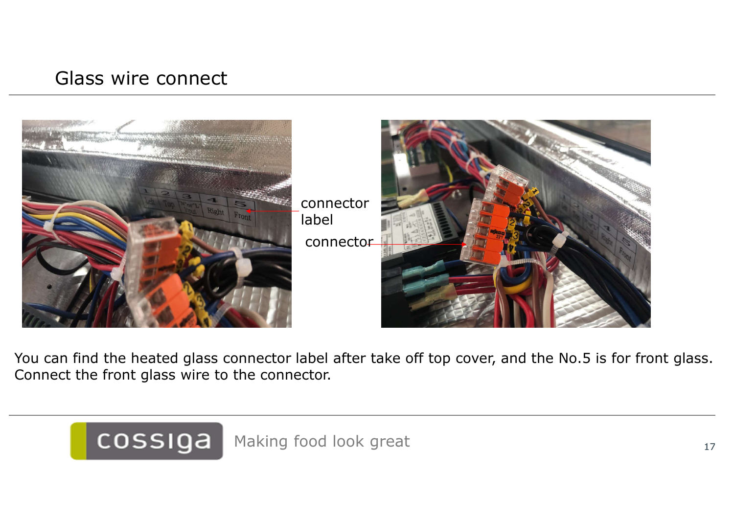# Glass wire connect

connector label

connector

You can find the heated glass connector label after take off top cover, and the No.5 is for front glass. Connect the front glass wire to the connector.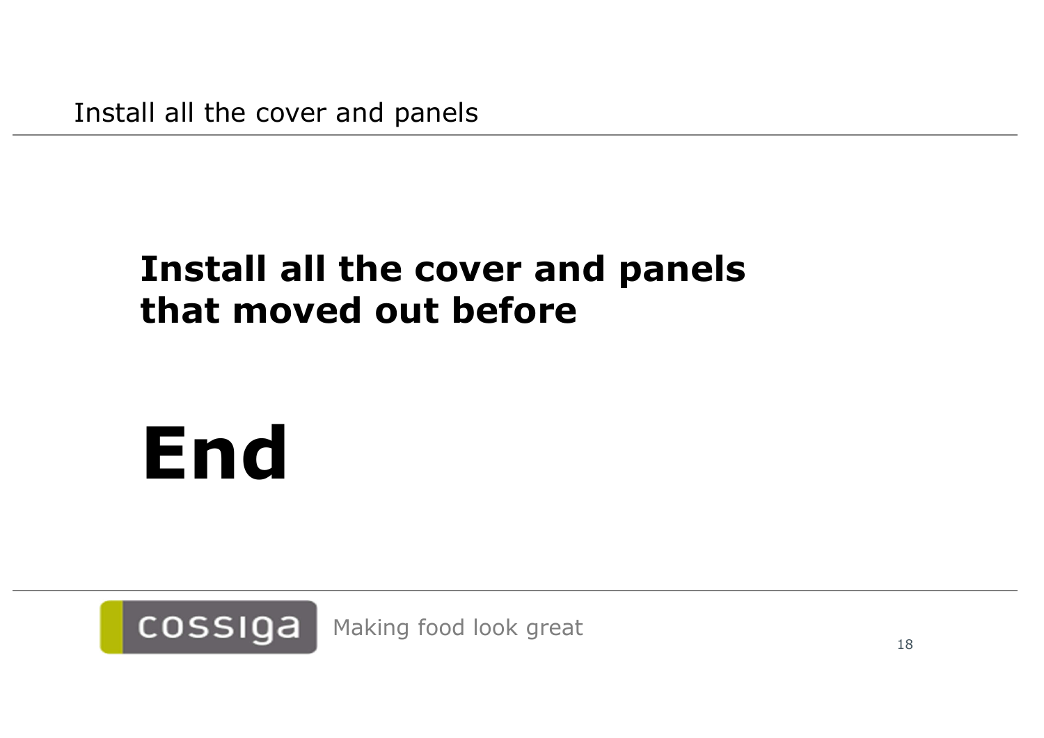Install all the cover and panels

**Install all the cover and panels that moved out before**

# End

cossiga Making food look great